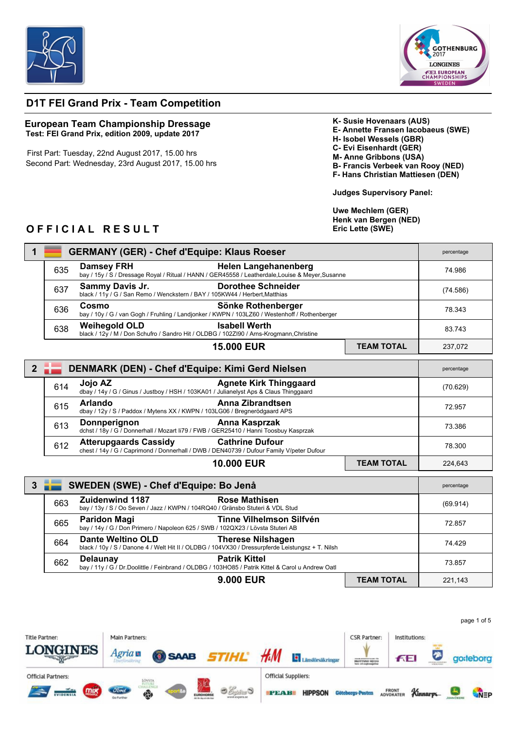# D1T FEI Grand Prix - Team Competition

**European Team Championship Dressage**
**Test: FEI Grand Prix, edition 2009, update 2017**

First Part: Tuesday, 22nd August 2017, 15.00 hrs
Second Part: Wednesday, 23rd August 2017, 15.00 hrs

**K- Susie Hovenaars (AUS)**
**E- Annette Fransen Iacobaeus (SWE)**
**H- Isobel Wessels (GBR)**
**C- Evi Eisenhardt (GER)**
**M- Anne Gribbons (USA)**
**B- Francis Verbeek van Rooy (NED)**
**F- Hans Christian Mattiesen (DEN)**

**Judges Supervisory Panel:**

**Uwe Mechlem (GER)**
**Henk van Bergen (NED)**
**Eric Lette (SWE)**

## OFFICIAL RESULT

| Rank | No. | Horse / Rider | percentage |
|---|---|---|---|
| **1** | | **GERMANY (GER) - Chef d'Equipe: Klaus Roeser** | percentage |
| | 635 | **Damsey FRH** — **Helen Langehanenberg**<br>bay / 15y / S / Dressage Royal / Ritual / HANN / GER45558 / Leatherdale,Louise & Meyer,Susanne | 74.986 |
| | 637 | **Sammy Davis Jr.** — **Dorothee Schneider**<br>black / 11y / G / San Remo / Wenckstern / BAY / 105KW44 / Herbert,Matthias | (74.586) |
| | 636 | **Cosmo** — **Sönke Rothenberger**<br>bay / 10y / G / van Gogh / Fruhling / Landjonker / KWPN / 103LZ60 / Westenhoff / Rothenberger | 78.343 |
| | 638 | **Weihegold OLD** — **Isabell Werth**<br>black / 12y / M / Don Schufro / Sandro Hit / OLDBG / 102ZI90 / Arns-Krogmann,Christine | 83.743 |
| | | **15.000 EUR** — **TEAM TOTAL** | 237,072 |
| **2** | | **DENMARK (DEN) - Chef d'Equipe: Kimi Gerd Nielsen** | percentage |
| | 614 | **Jojo AZ** — **Agnete Kirk Thinggaard**<br>dbay / 14y / G / Ginus / Justboy / HSH / 103KA01 / Julianelyst Aps & Claus Thinggaard | (70.629) |
| | 615 | **Arlando** — **Anna Zibrandtsen**<br>dbay / 12y / S / Paddox / Mytens XX / KWPN / 103LG06 / Bregnerödgaard APS | 72.957 |
| | 613 | **Donnperignon** — **Anna Kasprzak**<br>dchst / 18y / G / Donnerhall / Mozart II79 / FWB / GER25410 / Hanni Toosbuy Kasprzak | 73.386 |
| | 612 | **Atterupgaards Cassidy** — **Cathrine Dufour**<br>chest / 14y / G / Caprimond / Donnerhall / DWB / DEN40739 / Dufour Family V/peter Dufour | 78.300 |
| | | **10.000 EUR** — **TEAM TOTAL** | 224,643 |
| **3** | | **SWEDEN (SWE) - Chef d'Equipe: Bo Jenå** | percentage |
| | 663 | **Zuidenwind 1187** — **Rose Mathisen**<br>bay / 13y / S / Oo Seven / Jazz / KWPN / 104RQ40 / Gränsbo Stuteri & VDL Stud | (69.914) |
| | 665 | **Paridon Magi** — **Tinne Vilhelmson Silfvén**<br>bay / 14y / G / Don Primero / Napoleon 625 / SWB / 102QX23 / Lövsta Stuteri AB | 72.857 |
| | 664 | **Dante Weltino OLD** — **Therese Nilshagen**<br>black / 10y / S / Danone 4 / Welt Hit II / OLDBG / 104VX30 / Dressurpferde Leistungsz + T. Nilsh | 74.429 |
| | 662 | **Delaunay** — **Patrik Kittel**<br>bay / 11y / G / Dr.Doolittle / Feinbrand / OLDBG / 103HO85 / Patrik Kittel & Carol u Andrew Oatl | 73.857 |
| | | **9.000 EUR** — **TEAM TOTAL** | 221,143 |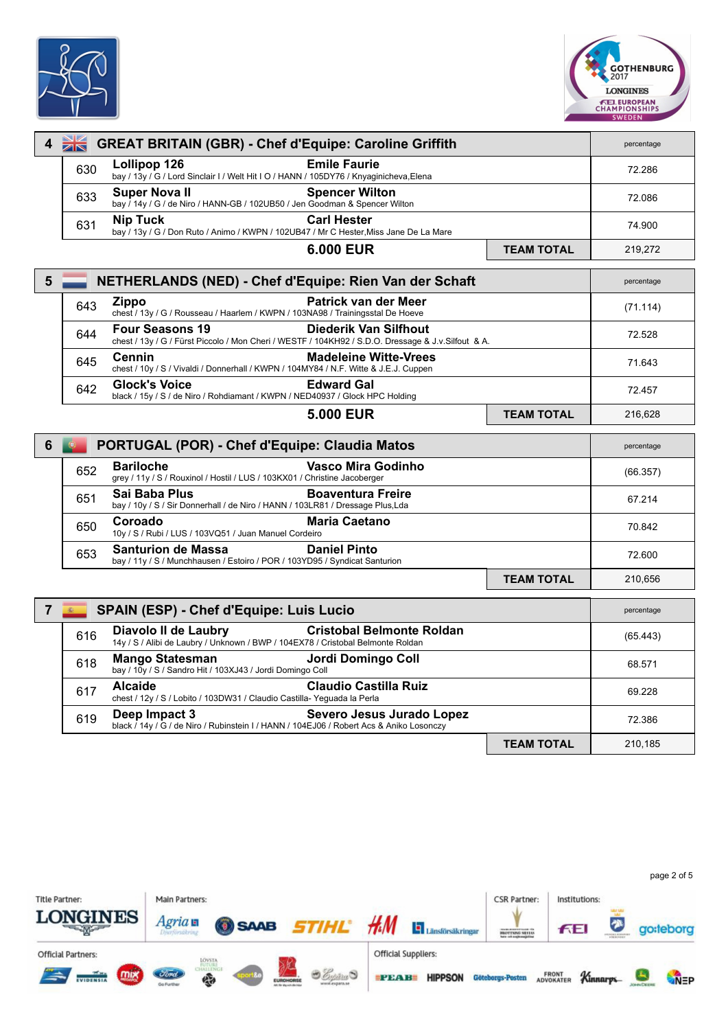## 4 GREAT BRITAIN (GBR) - Chef d'Equipe: Caroline Griffith

| No. | Horse / Rider | percentage |
|---|---|---|
| 630 | **Lollipop 126** — **Emile Faurie**<br>bay / 13y / G / Lord Sinclair I / Welt Hit I O / HANN / 105DY76 / Knyaginicheva,Elena | 72.286 |
| 633 | **Super Nova II** — **Spencer Wilton**<br>bay / 14y / G / de Niro / HANN-GB / 102UB50 / Jen Goodman & Spencer Wilton | 72.086 |
| 631 | **Nip Tuck** — **Carl Hester**<br>bay / 13y / G / Don Ruto / Animo / KWPN / 102UB47 / Mr C Hester,Miss Jane De La Mare | 74.900 |
| | **6.000 EUR** — **TEAM TOTAL** | 219,272 |

## 5 NETHERLANDS (NED) - Chef d'Equipe: Rien Van der Schaft

| No. | Horse / Rider | percentage |
|---|---|---|
| 643 | **Zippo** — **Patrick van der Meer**<br>chest / 13y / G / Rousseau / Haarlem / KWPN / 103NA98 / Trainingsstal De Hoeve | (71.114) |
| 644 | **Four Seasons 19** — **Diederik Van Silfhout**<br>chest / 13y / G / Fürst Piccolo / Mon Cheri / WESTF / 104KH92 / S.D.O. Dressage & J.v.Silfout & A. | 72.528 |
| 645 | **Cennin** — **Madeleine Witte-Vrees**<br>chest / 10y / S / Vivaldi / Donnerhall / KWPN / 104MY84 / N.F. Witte & J.E.J. Cuppen | 71.643 |
| 642 | **Glock's Voice** — **Edward Gal**<br>black / 15y / S / de Niro / Rohdiamant / KWPN / NED40937 / Glock HPC Holding | 72.457 |
| | **5.000 EUR** — **TEAM TOTAL** | 216,628 |

## 6 PORTUGAL (POR) - Chef d'Equipe: Claudia Matos

| No. | Horse / Rider | percentage |
|---|---|---|
| 652 | **Bariloche** — **Vasco Mira Godinho**<br>grey / 11y / S / Rouxinol / Hostil / LUS / 103KX01 / Christine Jacoberger | (66.357) |
| 651 | **Sai Baba Plus** — **Boaventura Freire**<br>bay / 10y / S / Sir Donnerhall / de Niro / HANN / 103LR81 / Dressage Plus,Lda | 67.214 |
| 650 | **Coroado** — **Maria Caetano**<br>10y / S / Rubi / LUS / 103VQ51 / Juan Manuel Cordeiro | 70.842 |
| 653 | **Santurion de Massa** — **Daniel Pinto**<br>bay / 11y / S / Munchhausen / Estoiro / POR / 103YD95 / Syndicat Santurion | 72.600 |
| | **TEAM TOTAL** | 210,656 |

## 7 SPAIN (ESP) - Chef d'Equipe: Luis Lucio

| No. | Horse / Rider | percentage |
|---|---|---|
| 616 | **Diavolo II de Laubry** — **Cristobal Belmonte Roldan**<br>14y / S / Alibi de Laubry / Unknown / BWP / 104EX78 / Cristobal Belmonte Roldan | (65.443) |
| 618 | **Mango Statesman** — **Jordi Domingo Coll**<br>bay / 10y / S / Sandro Hit / 103XJ43 / Jordi Domingo Coll | 68.571 |
| 617 | **Alcaide** — **Claudio Castilla Ruiz**<br>chest / 12y / S / Lobito / 103DW31 / Claudio Castilla- Yeguada la Perla | 69.228 |
| 619 | **Deep Impact 3** — **Severo Jesus Jurado Lopez**<br>black / 14y / G / de Niro / Rubinstein I / HANN / 104EJ06 / Robert Acs & Aniko Losonczy | 72.386 |
| | **TEAM TOTAL** | 210,185 |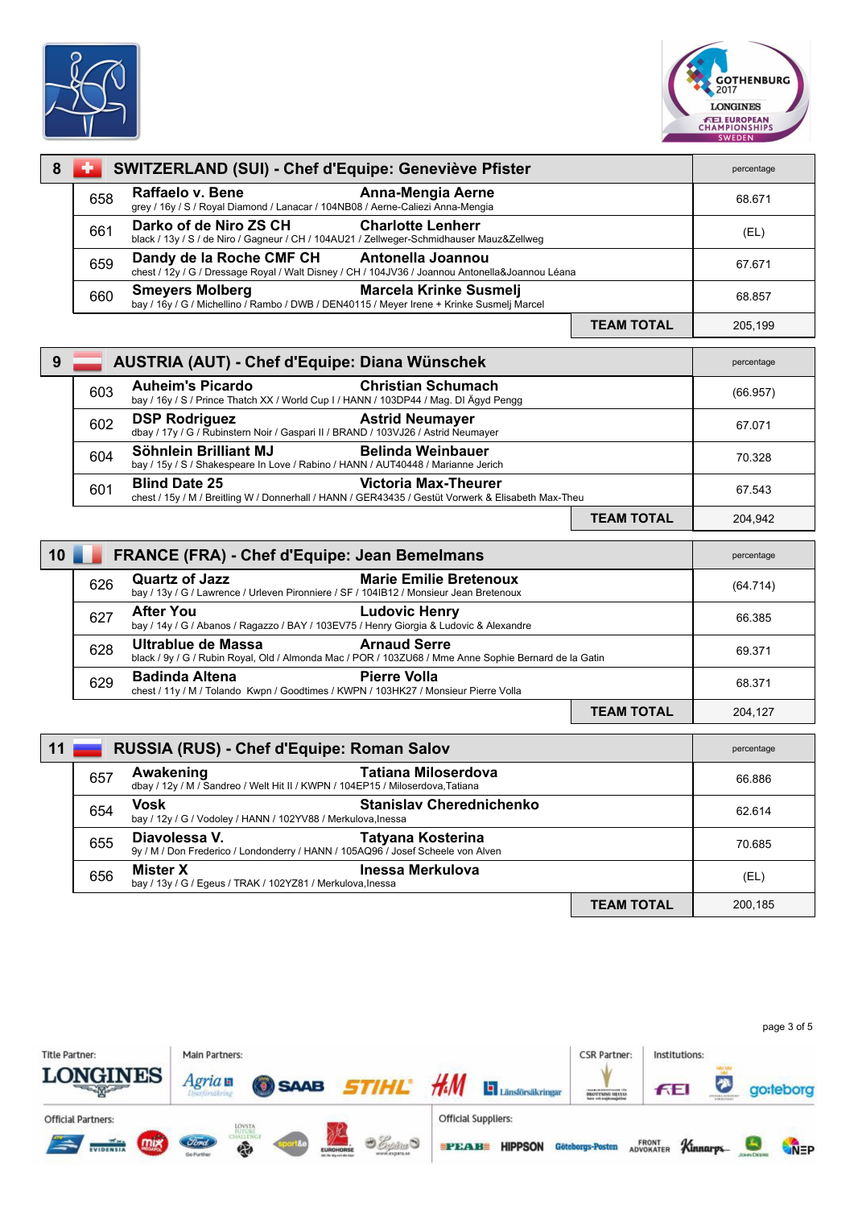| 8 | SWITZERLAND (SUI) - Chef d'Equipe: Geneviève Pfister | | percentage |
|---|---|---|---|
| 658 | **Raffaelo v. Bene** grey / 16y / S / Royal Diamond / Lanacar / 104NB08 / Aerne-Caliezi Anna-Mengia | **Anna-Mengia Aerne** | 68.671 |
| 661 | **Darko of de Niro ZS CH** black / 13y / S / de Niro / Gagneur / CH / 104AU21 / Zellweger-Schmidhauser Mauz&Zellweg | **Charlotte Lenherr** | (EL) |
| 659 | **Dandy de la Roche CMF CH** chest / 12y / G / Dressage Royal / Walt Disney / CH / 104JV36 / Joannou Antonella&Joannou Léana | **Antonella Joannou** | 67.671 |
| 660 | **Smeyers Molberg** bay / 16y / G / Michellino / Rambo / DWB / DEN40115 / Meyer Irene + Krinke Susmelj Marcel | **Marcela Krinke Susmelj** | 68.857 |
| | | **TEAM TOTAL** | 205,199 |

| 9 | AUSTRIA (AUT) - Chef d'Equipe: Diana Wünschek | | percentage |
|---|---|---|---|
| 603 | **Auheim's Picardo** bay / 16y / S / Prince Thatch XX / World Cup I / HANN / 103DP44 / Mag. DI Ágyd Pengg | **Christian Schumach** | (66.957) |
| 602 | **DSP Rodriguez** dbay / 17y / G / Rubinstern Noir / Gaspari II / BRAND / 103VJ26 / Astrid Neumayer | **Astrid Neumayer** | 67.071 |
| 604 | **Söhnlein Brilliant MJ** bay / 15y / S / Shakespeare In Love / Rabino / HANN / AUT40448 / Marianne Jerich | **Belinda Weinbauer** | 70.328 |
| 601 | **Blind Date 25** chest / 15y / M / Breitling W / Donnerhall / HANN / GER43435 / Gestüt Vorwerk & Elisabeth Max-Theu | **Victoria Max-Theurer** | 67.543 |
| | | **TEAM TOTAL** | 204,942 |

| 10 | FRANCE (FRA) - Chef d'Equipe: Jean Bemelmans | | percentage |
|---|---|---|---|
| 626 | **Quartz of Jazz** bay / 13y / G / Lawrence / Urleven Pironniere / SF / 104IB12 / Monsieur Jean Bretenoux | **Marie Emilie Bretenoux** | (64.714) |
| 627 | **After You** bay / 14y / G / Abanos / Ragazzo / BAY / 103EV75 / Henry Giorgia & Ludovic & Alexandre | **Ludovic Henry** | 66.385 |
| 628 | **Ultrablue de Massa** black / 9y / G / Rubin Royal, Old / Almonda Mac / POR / 103ZU68 / Mme Anne Sophie Bernard de la Gatin | **Arnaud Serre** | 69.371 |
| 629 | **Badinda Altena** chest / 11y / M / Tolando Kwpn / Goodtimes / KWPN / 103HK27 / Monsieur Pierre Volla | **Pierre Volla** | 68.371 |
| | | **TEAM TOTAL** | 204,127 |

| 11 | RUSSIA (RUS) - Chef d'Equipe: Roman Salov | | percentage |
|---|---|---|---|
| 657 | **Awakening** dbay / 12y / M / Sandreo / Welt Hit II / KWPN / 104EP15 / Miloserdova,Tatiana | **Tatiana Miloserdova** | 66.886 |
| 654 | **Vosk** bay / 12y / G / Vodoley / HANN / 102YV88 / Merkulova,Inessa | **Stanislav Cherednichenko** | 62.614 |
| 655 | **Diavolessa V.** 9y / M / Don Frederico / Londonderry / HANN / 105AQ96 / Josef Scheele von Alven | **Tatyana Kosterina** | 70.685 |
| 656 | **Mister X** bay / 13y / G / Egeus / TRAK / 102YZ81 / Merkulova,Inessa | **Inessa Merkulova** | (EL) |
| | | **TEAM TOTAL** | 200,185 |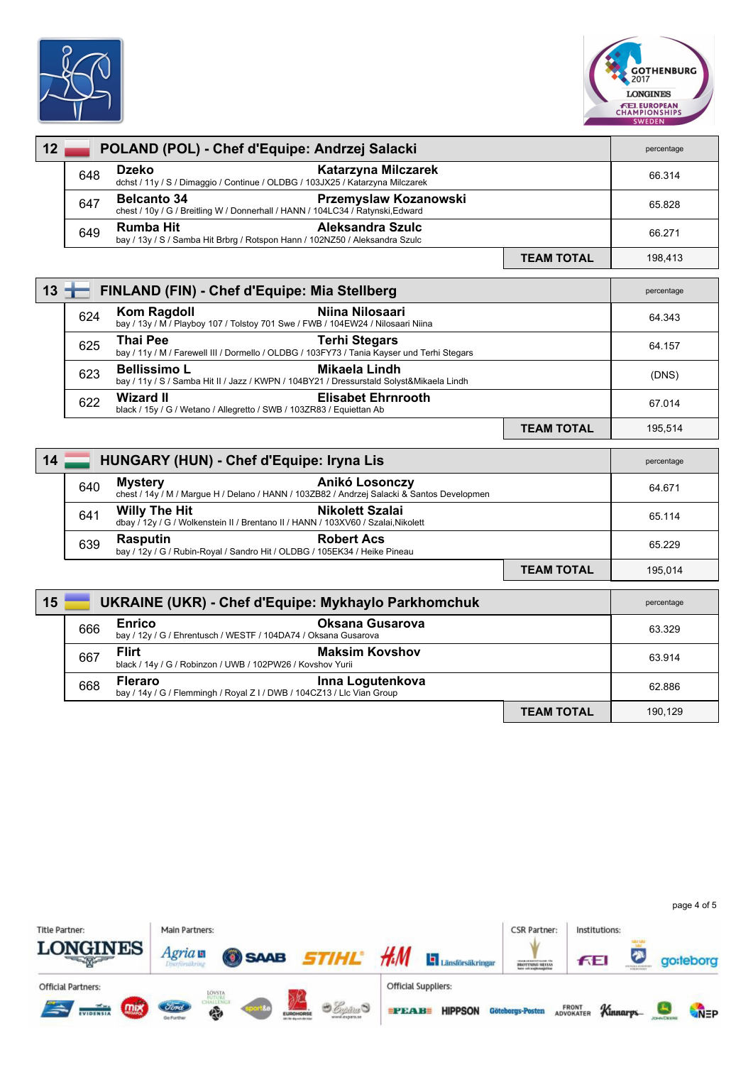## 12 POLAND (POL) - Chef d'Equipe: Andrzej Salacki

| No. | Horse / Rider | percentage |
|---|---|---|
| 648 | **Dzeko** — **Katarzyna Milczarek**<br>dchst / 11y / S / Dimaggio / Continue / OLDBG / 103JX25 / Katarzyna Milczarek | 66.314 |
| 647 | **Belcanto 34** — **Przemyslaw Kozanowski**<br>chest / 10y / G / Breitling W / Donnerhall / HANN / 104LC34 / Ratynski,Edward | 65.828 |
| 649 | **Rumba Hit** — **Aleksandra Szulc**<br>bay / 13y / S / Samba Hit Brbrg / Rotspon Hann / 102NZ50 / Aleksandra Szulc | 66.271 |
| | **TEAM TOTAL** | 198,413 |

## 13 FINLAND (FIN) - Chef d'Equipe: Mia Stellberg

| No. | Horse / Rider | percentage |
|---|---|---|
| 624 | **Kom Ragdoll** — **Niina Nilosaari**<br>bay / 13y / M / Playboy 107 / Tolstoy 701 Swe / FWB / 104EW24 / Nilosaari Niina | 64.343 |
| 625 | **Thai Pee** — **Terhi Stegars**<br>bay / 11y / M / Farewell III / Dormello / OLDBG / 103FY73 / Tania Kayser und Terhi Stegars | 64.157 |
| 623 | **Bellissimo L** — **Mikaela Lindh**<br>bay / 11y / S / Samba Hit II / Jazz / KWPN / 104BY21 / Dressurstald Solyst&Mikaela Lindh | (DNS) |
| 622 | **Wizard II** — **Elisabet Ehrnrooth**<br>black / 15y / G / Wetano / Allegretto / SWB / 103ZR83 / Equiettan Ab | 67.014 |
| | **TEAM TOTAL** | 195,514 |

## 14 HUNGARY (HUN) - Chef d'Equipe: Iryna Lis

| No. | Horse / Rider | percentage |
|---|---|---|
| 640 | **Mystery** — **Anikó Losonczy**<br>chest / 14y / M / Margue H / Delano / HANN / 103ZB82 / Andrzej Salacki & Santos Developmen | 64.671 |
| 641 | **Willy The Hit** — **Nikolett Szalai**<br>dbay / 12y / G / Wolkenstein II / Brentano II / HANN / 103XV60 / Szalai,Nikolett | 65.114 |
| 639 | **Rasputin** — **Robert Acs**<br>bay / 12y / G / Rubin-Royal / Sandro Hit / OLDBG / 105EK34 / Heike Pineau | 65.229 |
| | **TEAM TOTAL** | 195,014 |

## 15 UKRAINE (UKR) - Chef d'Equipe: Mykhaylo Parkhomchuk

| No. | Horse / Rider | percentage |
|---|---|---|
| 666 | **Enrico** — **Oksana Gusarova**<br>bay / 12y / G / Ehrentusch / WESTF / 104DA74 / Oksana Gusarova | 63.329 |
| 667 | **Flirt** — **Maksim Kovshov**<br>black / 14y / G / Robinzon / UWB / 102PW26 / Kovshov Yurii | 63.914 |
| 668 | **Fleraro** — **Inna Logutenkova**<br>bay / 14y / G / Flemmingh / Royal Z I / DWB / 104CZ13 / Llc Vian Group | 62.886 |
| | **TEAM TOTAL** | 190,129 |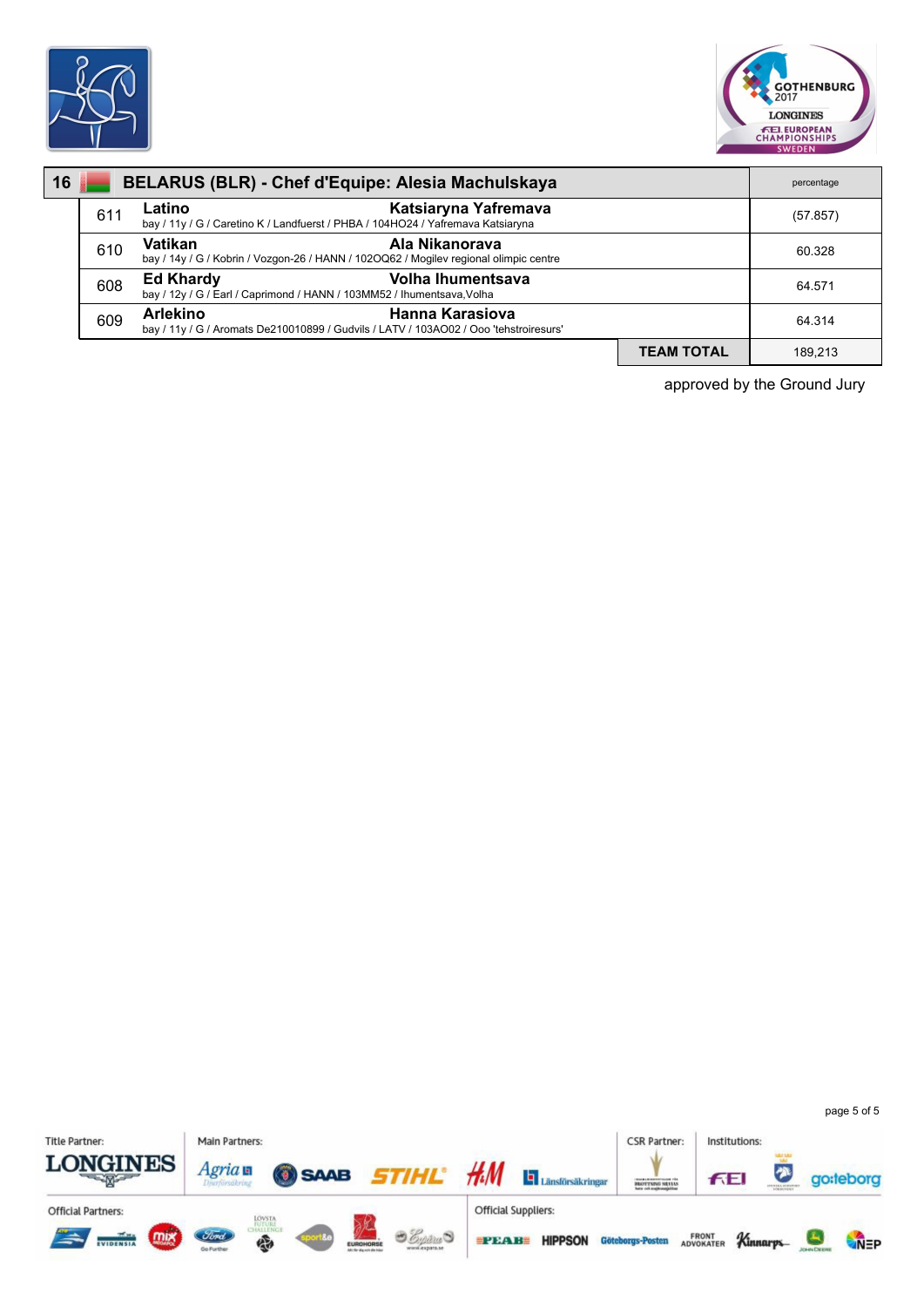| 16 | BELARUS (BLR) - Chef d'Equipe: Alesia Machulskaya | percentage |
|---|---|---|
| 611 | **Latino** — **Katsiaryna Yafremava**<br>bay / 11y / G / Caretino K / Landfuerst / PHBA / 104HO24 / Yafremava Katsiaryna | (57.857) |
| 610 | **Vatikan** — **Ala Nikanorava**<br>bay / 14y / G / Kobrin / Vozgon-26 / HANN / 102OQ62 / Mogilev regional olimpic centre | 60.328 |
| 608 | **Ed Khardy** — **Volha Ihumentsava**<br>bay / 12y / G / Earl / Caprimond / HANN / 103MM52 / Ihumentsava,Volha | 64.571 |
| 609 | **Arlekino** — **Hanna Karasiova**<br>bay / 11y / G / Aromats De210010899 / Gudvils / LATV / 103AO02 / Ooo 'tehstroiresurs' | 64.314 |
| | **TEAM TOTAL** | 189,213 |

approved by the Ground Jury

Title Partner: LONGINES

Main Partners: Agria Djurförsäkring, SAAB, STIHL, H&M, Länsförsäkringar

CSR Partner:

Institutions: FEI, göteborg

Official Partners: EVIDENSIA, mix, Ford, LÖVSTA FUTURE CHALLENGE, sport&e, EUROHORSE, Expara

Official Suppliers: PEAB, HIPPSON, Göteborgs-Posten, FRONT ADVOKATER, Kinnarps, JOHN DEERE, NEP